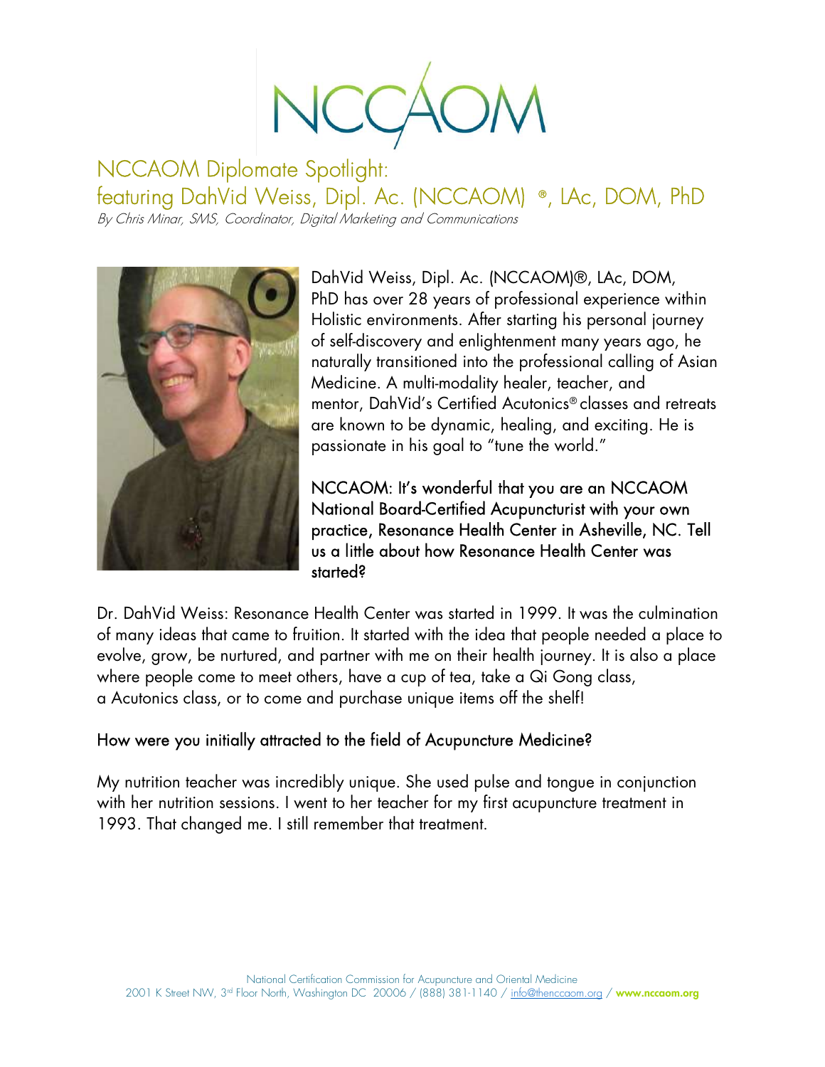# NCCAOM Diplomate Spotlight:
## featuring DahVid Weiss, Dipl. Ac. (NCCAOM) ®, LAc, DOM, PhD

*By Chris Minar, SMS, Coordinator, Digital Marketing and Communications*

DahVid Weiss, Dipl. Ac. (NCCAOM)®, LAc, DOM, PhD has over 28 years of professional experience within Holistic environments. After starting his personal journey of self-discovery and enlightenment many years ago, he naturally transitioned into the professional calling of Asian Medicine. A multi-modality healer, teacher, and mentor, DahVid's Certified Acutonics® classes and retreats are known to be dynamic, healing, and exciting. He is passionate in his goal to "tune the world."

NCCAOM: It's wonderful that you are an NCCAOM National Board-Certified Acupuncturist with your own practice, Resonance Health Center in Asheville, NC. Tell us a little about how Resonance Health Center was started?

Dr. DahVid Weiss: Resonance Health Center was started in 1999. It was the culmination of many ideas that came to fruition. It started with the idea that people needed a place to evolve, grow, be nurtured, and partner with me on their health journey. It is also a place where people come to meet others, have a cup of tea, take a Qi Gong class, a Acutonics class, or to come and purchase unique items off the shelf!

How were you initially attracted to the field of Acupuncture Medicine?

My nutrition teacher was incredibly unique. She used pulse and tongue in conjunction with her nutrition sessions. I went to her teacher for my first acupuncture treatment in 1993. That changed me. I still remember that treatment.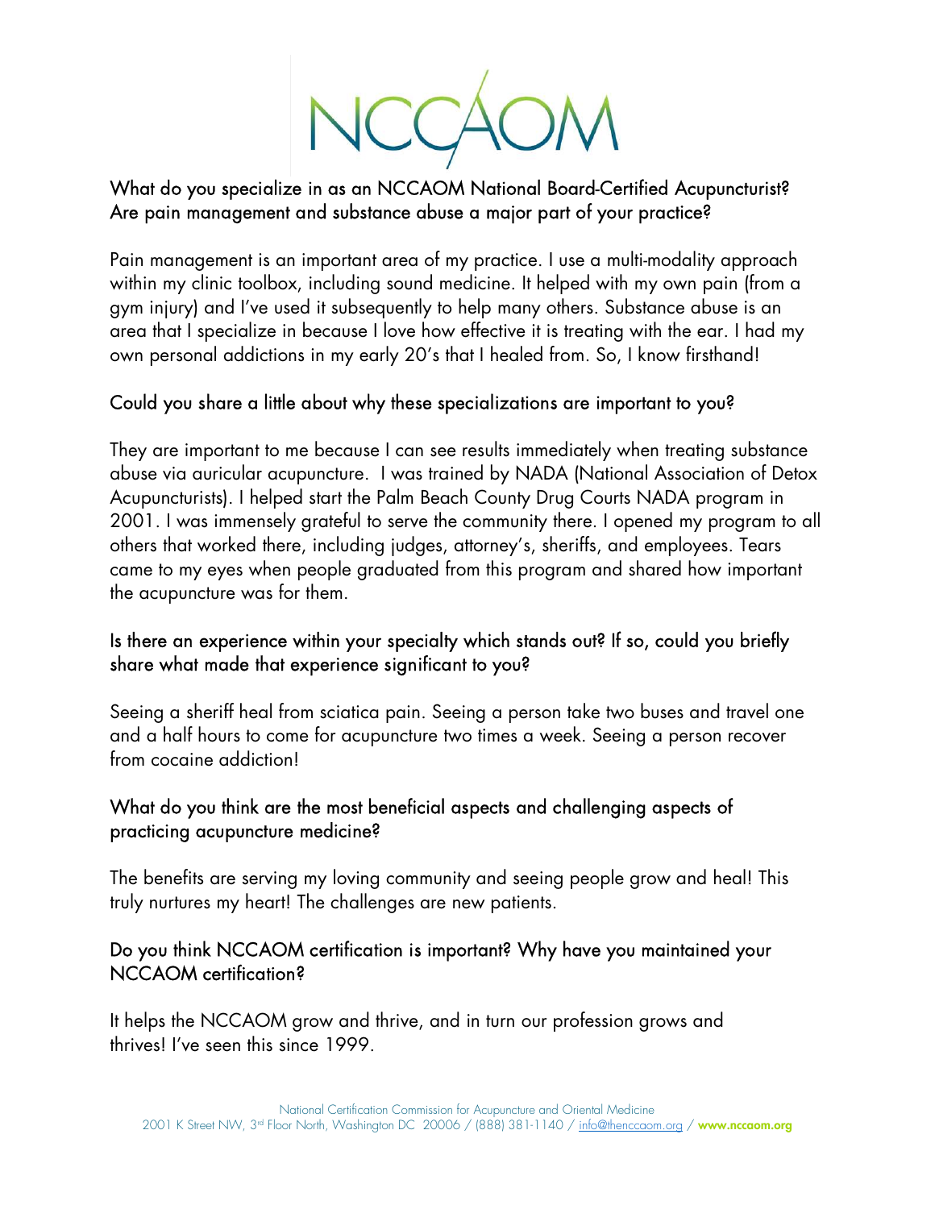### What do you specialize in as an NCCAOM National Board-Certified Acupuncturist? Are pain management and substance abuse a major part of your practice?

Pain management is an important area of my practice. I use a multi-modality approach within my clinic toolbox, including sound medicine. It helped with my own pain (from a gym injury) and I've used it subsequently to help many others. Substance abuse is an area that I specialize in because I love how effective it is treating with the ear. I had my own personal addictions in my early 20's that I healed from. So, I know firsthand!

### Could you share a little about why these specializations are important to you?

They are important to me because I can see results immediately when treating substance abuse via auricular acupuncture. I was trained by NADA (National Association of Detox Acupuncturists). I helped start the Palm Beach County Drug Courts NADA program in 2001. I was immensely grateful to serve the community there. I opened my program to all others that worked there, including judges, attorney's, sheriffs, and employees. Tears came to my eyes when people graduated from this program and shared how important the acupuncture was for them.

### Is there an experience within your specialty which stands out? If so, could you briefly share what made that experience significant to you?

Seeing a sheriff heal from sciatica pain. Seeing a person take two buses and travel one and a half hours to come for acupuncture two times a week. Seeing a person recover from cocaine addiction!

### What do you think are the most beneficial aspects and challenging aspects of practicing acupuncture medicine?

The benefits are serving my loving community and seeing people grow and heal! This truly nurtures my heart! The challenges are new patients.

### Do you think NCCAOM certification is important? Why have you maintained your NCCAOM certification?

It helps the NCCAOM grow and thrive, and in turn our profession grows and thrives! I've seen this since 1999.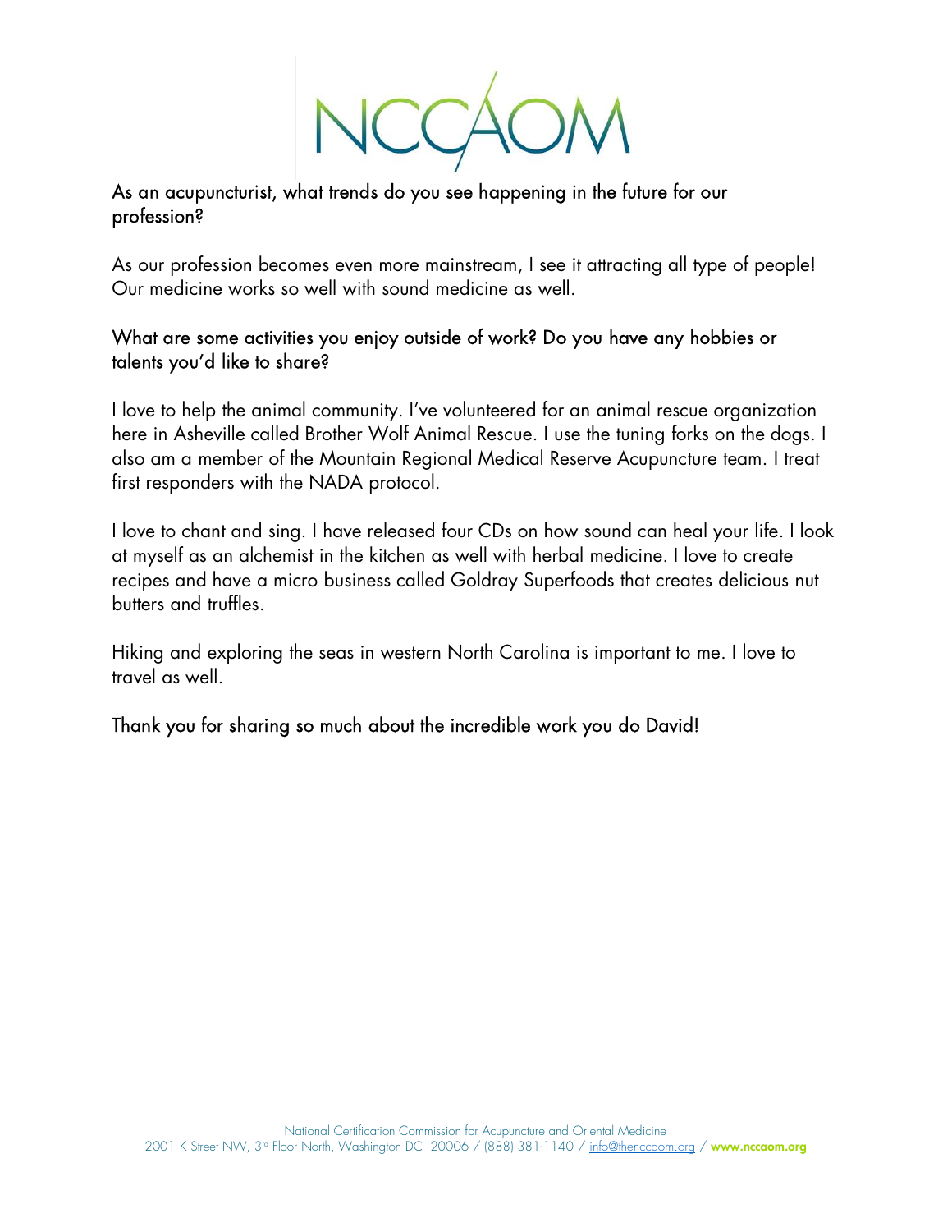As an acupuncturist, what trends do you see happening in the future for our profession?

As our profession becomes even more mainstream, I see it attracting all type of people! Our medicine works so well with sound medicine as well.

What are some activities you enjoy outside of work? Do you have any hobbies or talents you'd like to share?

I love to help the animal community. I've volunteered for an animal rescue organization here in Asheville called Brother Wolf Animal Rescue. I use the tuning forks on the dogs. I also am a member of the Mountain Regional Medical Reserve Acupuncture team. I treat first responders with the NADA protocol.

I love to chant and sing. I have released four CDs on how sound can heal your life. I look at myself as an alchemist in the kitchen as well with herbal medicine. I love to create recipes and have a micro business called Goldray Superfoods that creates delicious nut butters and truffles.

Hiking and exploring the seas in western North Carolina is important to me. I love to travel as well.

Thank you for sharing so much about the incredible work you do David!